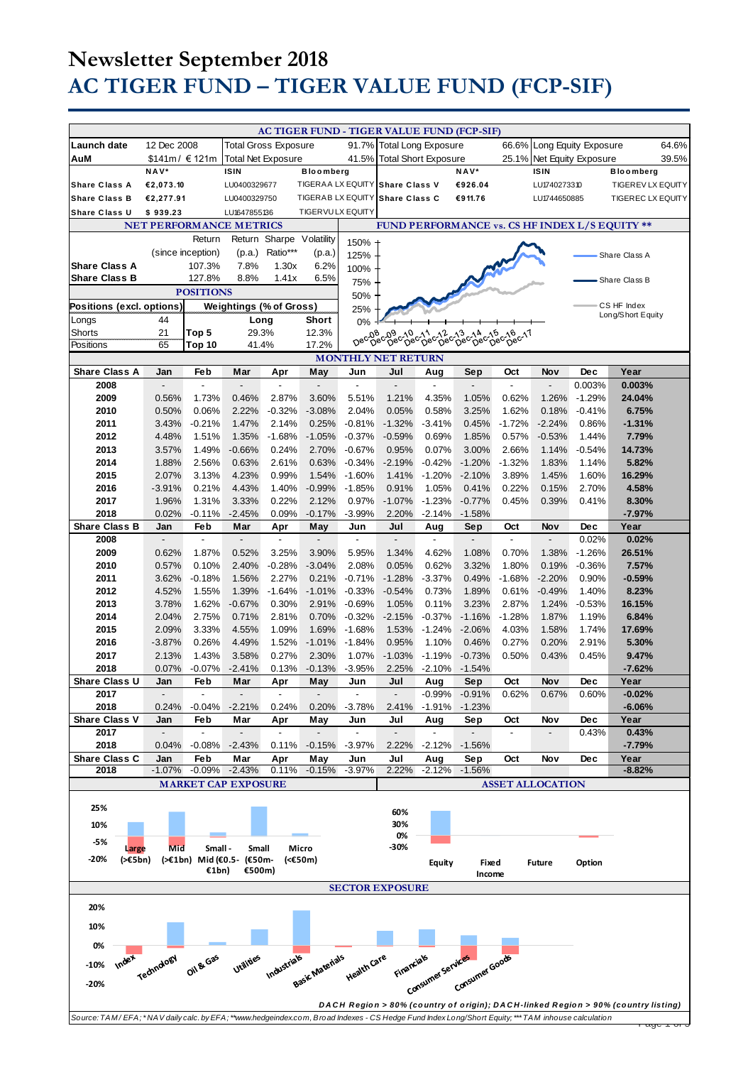# Newsletter September 2018

# AC TIGER FUND – TIGER VALUE FUND (FCP-SIF)

## AC TIGER FUND - TIGER VALUE FUND (FCP-SIF)

| | | | | | | | |
|---|---|---|---|---|---|---|---|
| Launch date | 12 Dec 2008 | Total Gross Exposure | 91.7% | Total Long Exposure | 66.6% | Long Equity Exposure | 64.6% |
| AuM | $141m / €121m | Total Net Exposure | 41.5% | Total Short Exposure | 25.1% | Net Equity Exposure | 39.5% |

| | NAV* | ISIN | Bloomberg | | NAV* | ISIN | Bloomberg |
|---|---|---|---|---|---|---|---|
| Share Class A | €2,073.10 | LU0400329677 | TIGERAA LX EQUITY | Share Class V | €926.04 | LU1740273310 | TIGEREV LX EQUITY |
| Share Class B | €2,277.91 | LU0400329750 | TIGERAB LX EQUITY | Share Class C | €911.76 | LU1744650885 | TIGEREC LX EQUITY |
| Share Class U | $ 939.23 | LU1647855136 | TIGERVU LX EQUITY | | | | |

### NET PERFORMANCE METRICS

| | Return (since inception) | Return (p.a.) | Sharpe Ratio*** | Volatility (p.a.) |
|---|---|---|---|---|
| Share Class A | 107.3% | 7.8% | 1.30x | 6.2% |
| Share Class B | 127.8% | 8.8% | 1.41x | 6.5% |

### POSITIONS

| Positions (excl. options) | | Weightings (% of Gross) | Long | Short |
|---|---|---|---|---|
| Longs | 44 | | | |
| Shorts | 21 | Top 5 | 29.3% | 12.3% |
| Positions | 65 | Top 10 | 41.4% | 17.2% |

### FUND PERFORMANCE vs. CS HF INDEX L/S EQUITY **

Legend: Share Class A; Share Class B; CS HF Index Long/Short Equity

### MONTHLY NET RETURN

| Share Class A | Jan | Feb | Mar | Apr | May | Jun | Jul | Aug | Sep | Oct | Nov | Dec | Year |
|---|---|---|---|---|---|---|---|---|---|---|---|---|---|
| 2008 | - | - | - | - | - | - | - | - | - | - | - | 0.003% | **0.003%** |
| 2009 | 0.56% | 1.73% | 0.46% | 2.87% | 3.60% | 5.51% | 1.21% | 4.35% | 1.05% | 0.62% | 1.26% | -1.29% | **24.04%** |
| 2010 | 0.50% | 0.06% | 2.22% | -0.32% | -3.08% | 2.04% | 0.05% | 0.58% | 3.25% | 1.62% | 0.18% | -0.41% | **6.75%** |
| 2011 | 3.43% | -0.21% | 1.47% | 2.14% | 0.25% | -0.81% | -1.32% | -3.41% | 0.45% | -1.72% | -2.24% | 0.86% | **-1.31%** |
| 2012 | 4.48% | 1.51% | 1.35% | -1.68% | -1.05% | -0.37% | -0.59% | 0.69% | 1.85% | 0.57% | -0.53% | 1.44% | **7.79%** |
| 2013 | 3.57% | 1.49% | -0.66% | 0.24% | 2.70% | -0.67% | 0.95% | 0.07% | 3.00% | 2.66% | 1.14% | -0.54% | **14.73%** |
| 2014 | 1.88% | 2.56% | 0.63% | 2.61% | 0.63% | -0.34% | -2.19% | -0.42% | -1.20% | -1.32% | 1.83% | 1.14% | **5.82%** |
| 2015 | 2.07% | 3.13% | 4.23% | 0.99% | 1.54% | -1.60% | 1.41% | -1.20% | -2.10% | 3.89% | 1.45% | 1.60% | **16.29%** |
| 2016 | -3.91% | 0.21% | 4.43% | 1.40% | -0.99% | -1.85% | 0.91% | 1.05% | 0.41% | 0.22% | 0.15% | 2.70% | **4.58%** |
| 2017 | 1.96% | 1.31% | 3.33% | 0.22% | 2.12% | 0.97% | -1.07% | -1.23% | -0.77% | 0.45% | 0.39% | 0.41% | **8.30%** |
| 2018 | 0.02% | -0.11% | -2.45% | 0.09% | -0.17% | -3.99% | 2.20% | -2.14% | -1.58% | | | | **-7.97%** |

| Share Class B | Jan | Feb | Mar | Apr | May | Jun | Jul | Aug | Sep | Oct | Nov | Dec | Year |
|---|---|---|---|---|---|---|---|---|---|---|---|---|---|
| 2008 | - | - | - | - | - | - | - | - | - | - | - | 0.02% | **0.02%** |
| 2009 | 0.62% | 1.87% | 0.52% | 3.25% | 3.90% | 5.95% | 1.34% | 4.62% | 1.08% | 0.70% | 1.38% | -1.26% | **26.51%** |
| 2010 | 0.57% | 0.10% | 2.40% | -0.28% | -3.04% | 2.08% | 0.05% | 0.62% | 3.32% | 1.80% | 0.19% | -0.36% | **7.57%** |
| 2011 | 3.62% | -0.18% | 1.56% | 2.27% | 0.21% | -0.71% | -1.28% | -3.37% | 0.49% | -1.68% | -2.20% | 0.90% | **-0.59%** |
| 2012 | 4.52% | 1.55% | 1.39% | -1.64% | -1.01% | -0.33% | -0.54% | 0.73% | 1.89% | 0.61% | -0.49% | 1.40% | **8.23%** |
| 2013 | 3.78% | 1.62% | -0.67% | 0.30% | 2.91% | -0.69% | 1.05% | 0.11% | 3.23% | 2.87% | 1.24% | -0.53% | **16.15%** |
| 2014 | 2.04% | 2.75% | 0.71% | 2.81% | 0.70% | -0.32% | -2.15% | -0.37% | -1.16% | -1.28% | 1.87% | 1.19% | **6.84%** |
| 2015 | 2.09% | 3.33% | 4.55% | 1.09% | 1.69% | -1.68% | 1.53% | -1.24% | -2.06% | 4.03% | 1.58% | 1.74% | **17.69%** |
| 2016 | -3.87% | 0.26% | 4.49% | 1.52% | -1.01% | -1.84% | 0.95% | 1.10% | 0.46% | 0.27% | 0.20% | 2.91% | **5.30%** |
| 2017 | 2.13% | 1.43% | 3.58% | 0.27% | 2.30% | 1.07% | -1.03% | -1.19% | -0.73% | 0.50% | 0.43% | 0.45% | **9.47%** |
| 2018 | 0.07% | -0.07% | -2.41% | 0.13% | -0.13% | -3.95% | 2.25% | -2.10% | -1.54% | | | | **-7.62%** |

| Share Class U | Jan | Feb | Mar | Apr | May | Jun | Jul | Aug | Sep | Oct | Nov | Dec | Year |
|---|---|---|---|---|---|---|---|---|---|---|---|---|---|
| 2017 | - | - | - | - | - | - | - | -0.99% | -0.91% | 0.62% | 0.67% | 0.60% | **-0.02%** |
| 2018 | 0.24% | -0.04% | -2.21% | 0.24% | 0.20% | -3.78% | 2.41% | -1.91% | -1.23% | | | | **-6.06%** |

| Share Class V | Jan | Feb | Mar | Apr | May | Jun | Jul | Aug | Sep | Oct | Nov | Dec | Year |
|---|---|---|---|---|---|---|---|---|---|---|---|---|---|
| 2017 | - | - | - | - | - | - | - | - | - | - | - | 0.43% | **0.43%** |
| 2018 | 0.04% | -0.08% | -2.43% | 0.11% | -0.15% | -3.97% | 2.22% | -2.12% | -1.56% | | | | **-7.79%** |

| Share Class C | Jan | Feb | Mar | Apr | May | Jun | Jul | Aug | Sep | Oct | Nov | Dec | Year |
|---|---|---|---|---|---|---|---|---|---|---|---|---|---|
| 2018 | -1.07% | -0.09% | -2.43% | 0.11% | -0.15% | -3.97% | 2.22% | -2.12% | -1.56% | | | | **-8.82%** |

### MARKET CAP EXPOSURE

Categories: Large (>€5bn); Mid (>€1bn); Small - Mid (€0.5-€1bn); Small (€50m-€500m); Micro (<€50m)

### ASSET ALLOCATION

Categories: Equity; Fixed Income; Future; Option

### SECTOR EXPOSURE

Categories: Index; Technology; Oil & Gas; Utilities; Industrials; Basic Materials; Health Care; Financials; Consumer Services; Consumer Goods

*DACH Region > 80% (country of origin); DACH-linked Region > 90% (country listing)*

*Source: TAM / EFA; * NAV daily calc. by EFA; **www.hedgeindex.com, Broad Indexes - CS Hedge Fund Index Long/Short Equity; *** TAM inhouse calculation*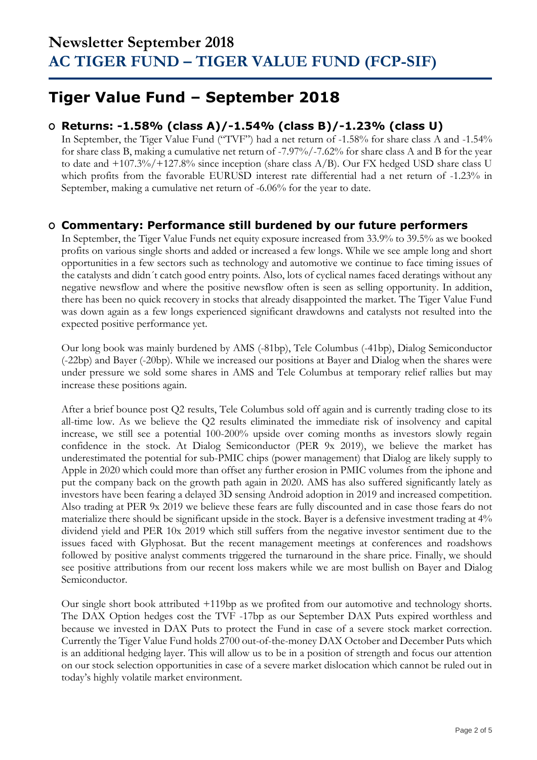# Newsletter September 2018
# AC TIGER FUND – TIGER VALUE FUND (FCP-SIF)

## Tiger Value Fund – September 2018

### Returns: -1.58% (class A)/-1.54% (class B)/-1.23% (class U)

In September, the Tiger Value Fund ("TVF") had a net return of -1.58% for share class A and -1.54% for share class B, making a cumulative net return of -7.97%/-7.62% for share class A and B for the year to date and +107.3%/+127.8% since inception (share class A/B). Our FX hedged USD share class U which profits from the favorable EURUSD interest rate differential had a net return of -1.23% in September, making a cumulative net return of -6.06% for the year to date.

### Commentary: Performance still burdened by our future performers

In September, the Tiger Value Funds net equity exposure increased from 33.9% to 39.5% as we booked profits on various single shorts and added or increased a few longs. While we see ample long and short opportunities in a few sectors such as technology and automotive we continue to face timing issues of the catalysts and didn´t catch good entry points. Also, lots of cyclical names faced deratings without any negative newsflow and where the positive newsflow often is seen as selling opportunity. In addition, there has been no quick recovery in stocks that already disappointed the market. The Tiger Value Fund was down again as a few longs experienced significant drawdowns and catalysts not resulted into the expected positive performance yet.

Our long book was mainly burdened by AMS (-81bp), Tele Columbus (-41bp), Dialog Semiconductor (-22bp) and Bayer (-20bp). While we increased our positions at Bayer and Dialog when the shares were under pressure we sold some shares in AMS and Tele Columbus at temporary relief rallies but may increase these positions again.

After a brief bounce post Q2 results, Tele Columbus sold off again and is currently trading close to its all-time low. As we believe the Q2 results eliminated the immediate risk of insolvency and capital increase, we still see a potential 100-200% upside over coming months as investors slowly regain confidence in the stock. At Dialog Semiconductor (PER 9x 2019), we believe the market has underestimated the potential for sub-PMIC chips (power management) that Dialog are likely supply to Apple in 2020 which could more than offset any further erosion in PMIC volumes from the iphone and put the company back on the growth path again in 2020. AMS has also suffered significantly lately as investors have been fearing a delayed 3D sensing Android adoption in 2019 and increased competition. Also trading at PER 9x 2019 we believe these fears are fully discounted and in case those fears do not materialize there should be significant upside in the stock. Bayer is a defensive investment trading at 4% dividend yield and PER 10x 2019 which still suffers from the negative investor sentiment due to the issues faced with Glyphosat. But the recent management meetings at conferences and roadshows followed by positive analyst comments triggered the turnaround in the share price. Finally, we should see positive attributions from our recent loss makers while we are most bullish on Bayer and Dialog Semiconductor.

Our single short book attributed +119bp as we profited from our automotive and technology shorts. The DAX Option hedges cost the TVF -17bp as our September DAX Puts expired worthless and because we invested in DAX Puts to protect the Fund in case of a severe stock market correction. Currently the Tiger Value Fund holds 2700 out-of-the-money DAX October and December Puts which is an additional hedging layer. This will allow us to be in a position of strength and focus our attention on our stock selection opportunities in case of a severe market dislocation which cannot be ruled out in today's highly volatile market environment.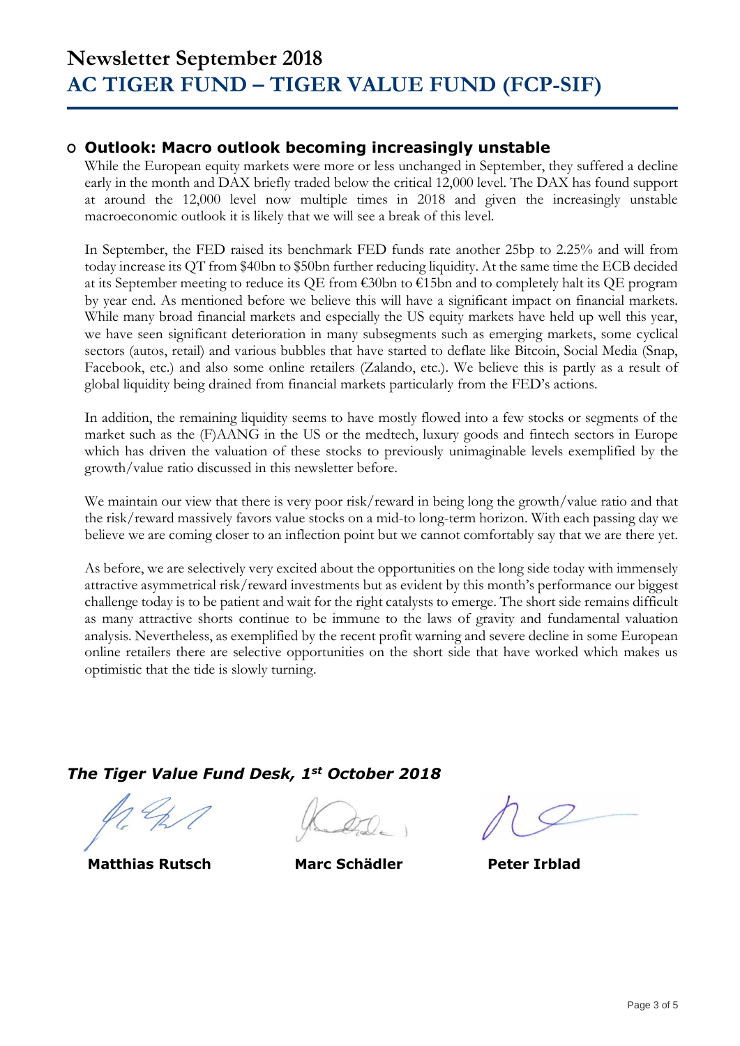# Newsletter September 2018
# AC TIGER FUND – TIGER VALUE FUND (FCP-SIF)

## Outlook: Macro outlook becoming increasingly unstable

While the European equity markets were more or less unchanged in September, they suffered a decline early in the month and DAX briefly traded below the critical 12,000 level. The DAX has found support at around the 12,000 level now multiple times in 2018 and given the increasingly unstable macroeconomic outlook it is likely that we will see a break of this level.

In September, the FED raised its benchmark FED funds rate another 25bp to 2.25% and will from today increase its QT from $40bn to $50bn further reducing liquidity. At the same time the ECB decided at its September meeting to reduce its QE from €30bn to €15bn and to completely halt its QE program by year end. As mentioned before we believe this will have a significant impact on financial markets. While many broad financial markets and especially the US equity markets have held up well this year, we have seen significant deterioration in many subsegments such as emerging markets, some cyclical sectors (autos, retail) and various bubbles that have started to deflate like Bitcoin, Social Media (Snap, Facebook, etc.) and also some online retailers (Zalando, etc.). We believe this is partly as a result of global liquidity being drained from financial markets particularly from the FED's actions.

In addition, the remaining liquidity seems to have mostly flowed into a few stocks or segments of the market such as the (F)AANG in the US or the medtech, luxury goods and fintech sectors in Europe which has driven the valuation of these stocks to previously unimaginable levels exemplified by the growth/value ratio discussed in this newsletter before.

We maintain our view that there is very poor risk/reward in being long the growth/value ratio and that the risk/reward massively favors value stocks on a mid-to long-term horizon. With each passing day we believe we are coming closer to an inflection point but we cannot comfortably say that we are there yet.

As before, we are selectively very excited about the opportunities on the long side today with immensely attractive asymmetrical risk/reward investments but as evident by this month's performance our biggest challenge today is to be patient and wait for the right catalysts to emerge. The short side remains difficult as many attractive shorts continue to be immune to the laws of gravity and fundamental valuation analysis. Nevertheless, as exemplified by the recent profit warning and severe decline in some European online retailers there are selective opportunities on the short side that have worked which makes us optimistic that the tide is slowly turning.

***The Tiger Value Fund Desk, 1st October 2018***

**Matthias Rutsch** | **Marc Schädler** | **Peter Irblad**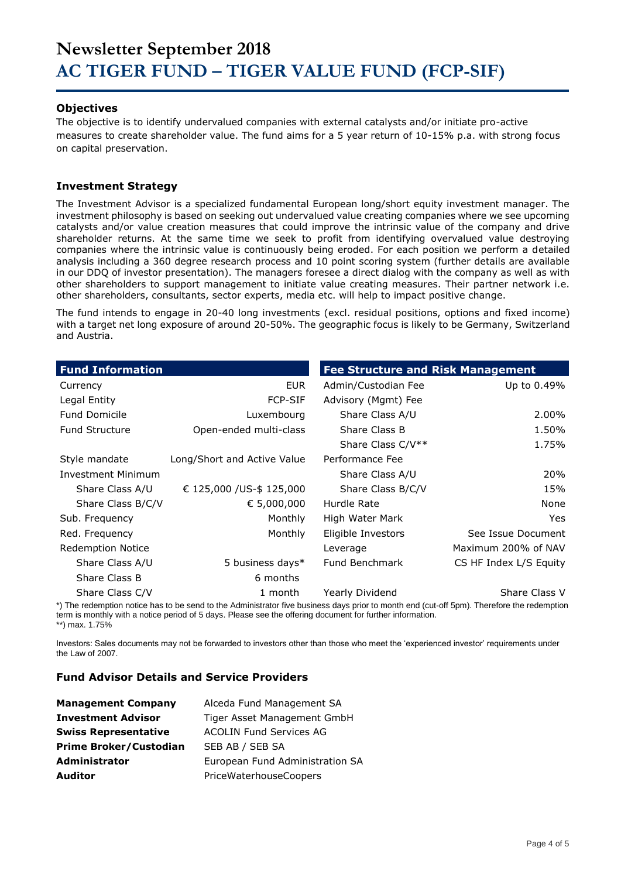# Newsletter September 2018
# AC TIGER FUND – TIGER VALUE FUND (FCP-SIF)

### Objectives

The objective is to identify undervalued companies with external catalysts and/or initiate pro-active measures to create shareholder value. The fund aims for a 5 year return of 10-15% p.a. with strong focus on capital preservation.

### Investment Strategy

The Investment Advisor is a specialized fundamental European long/short equity investment manager. The investment philosophy is based on seeking out undervalued value creating companies where we see upcoming catalysts and/or value creation measures that could improve the intrinsic value of the company and drive shareholder returns. At the same time we seek to profit from identifying overvalued value destroying companies where the intrinsic value is continuously being eroded. For each position we perform a detailed analysis including a 360 degree research process and 10 point scoring system (further details are available in our DDQ of investor presentation). The managers foresee a direct dialog with the company as well as with other shareholders to support management to initiate value creating measures. Their partner network i.e. other shareholders, consultants, sector experts, media etc. will help to impact positive change.

The fund intends to engage in 20-40 long investments (excl. residual positions, options and fixed income) with a target net long exposure of around 20-50%. The geographic focus is likely to be Germany, Switzerland and Austria.

| Fund Information | | Fee Structure and Risk Management | |
|---|---|---|---|
| Currency | EUR | Admin/Custodian Fee | Up to 0.49% |
| Legal Entity | FCP-SIF | Advisory (Mgmt) Fee | |
| Fund Domicile | Luxembourg | Share Class A/U | 2.00% |
| Fund Structure | Open-ended multi-class | Share Class B | 1.50% |
| | | Share Class C/V** | 1.75% |
| Style mandate | Long/Short and Active Value | Performance Fee | |
| Investment Minimum | | Share Class A/U | 20% |
| Share Class A/U | € 125,000 /US-$ 125,000 | Share Class B/C/V | 15% |
| Share Class B/C/V | € 5,000,000 | Hurdle Rate | None |
| Sub. Frequency | Monthly | High Water Mark | Yes |
| Red. Frequency | Monthly | Eligible Investors | See Issue Document |
| Redemption Notice | | Leverage | Maximum 200% of NAV |
| Share Class A/U | 5 business days* | Fund Benchmark | CS HF Index L/S Equity |
| Share Class B | 6 months | | |
| Share Class C/V | 1 month | Yearly Dividend | Share Class V |

*) The redemption notice has to be send to the Administrator five business days prior to month end (cut-off 5pm). Therefore the redemption term is monthly with a notice period of 5 days. Please see the offering document for further information.
**) max. 1.75%

Investors: Sales documents may not be forwarded to investors other than those who meet the 'experienced investor' requirements under the Law of 2007.

### Fund Advisor Details and Service Providers

| | |
|---|---|
| **Management Company** | Alceda Fund Management SA |
| **Investment Advisor** | Tiger Asset Management GmbH |
| **Swiss Representative** | ACOLIN Fund Services AG |
| **Prime Broker/Custodian** | SEB AB / SEB SA |
| **Administrator** | European Fund Administration SA |
| **Auditor** | PriceWaterhouseCoopers |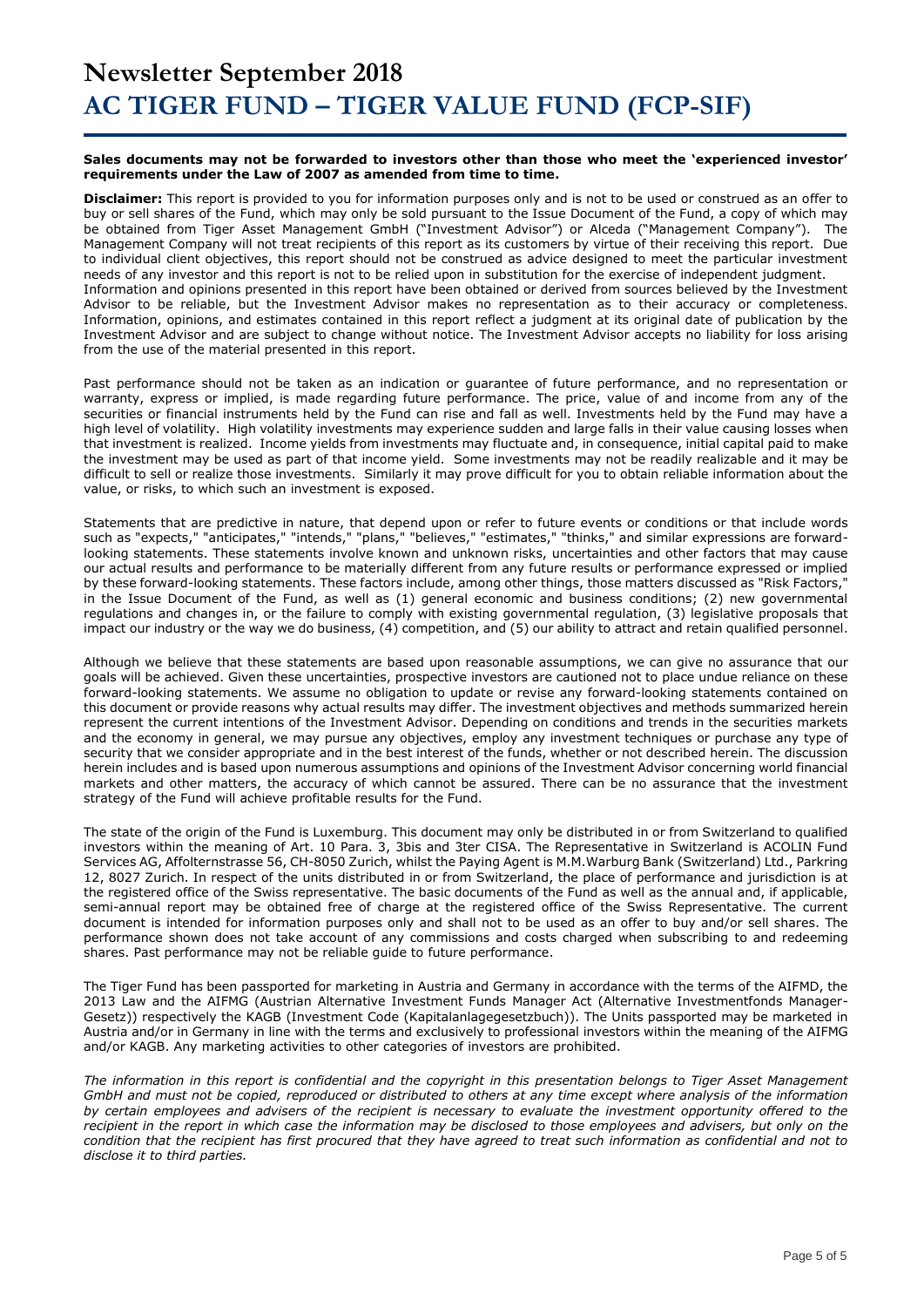# Newsletter September 2018
# AC TIGER FUND – TIGER VALUE FUND (FCP-SIF)

**Sales documents may not be forwarded to investors other than those who meet the 'experienced investor' requirements under the Law of 2007 as amended from time to time.**

**Disclaimer:** This report is provided to you for information purposes only and is not to be used or construed as an offer to buy or sell shares of the Fund, which may only be sold pursuant to the Issue Document of the Fund, a copy of which may be obtained from Tiger Asset Management GmbH ("Investment Advisor") or Alceda ("Management Company"). The Management Company will not treat recipients of this report as its customers by virtue of their receiving this report. Due to individual client objectives, this report should not be construed as advice designed to meet the particular investment needs of any investor and this report is not to be relied upon in substitution for the exercise of independent judgment. Information and opinions presented in this report have been obtained or derived from sources believed by the Investment Advisor to be reliable, but the Investment Advisor makes no representation as to their accuracy or completeness. Information, opinions, and estimates contained in this report reflect a judgment at its original date of publication by the Investment Advisor and are subject to change without notice. The Investment Advisor accepts no liability for loss arising from the use of the material presented in this report.

Past performance should not be taken as an indication or guarantee of future performance, and no representation or warranty, express or implied, is made regarding future performance. The price, value of and income from any of the securities or financial instruments held by the Fund can rise and fall as well. Investments held by the Fund may have a high level of volatility. High volatility investments may experience sudden and large falls in their value causing losses when that investment is realized. Income yields from investments may fluctuate and, in consequence, initial capital paid to make the investment may be used as part of that income yield. Some investments may not be readily realizable and it may be difficult to sell or realize those investments. Similarly it may prove difficult for you to obtain reliable information about the value, or risks, to which such an investment is exposed.

Statements that are predictive in nature, that depend upon or refer to future events or conditions or that include words such as "expects," "anticipates," "intends," "plans," "believes," "estimates," "thinks," and similar expressions are forward-looking statements. These statements involve known and unknown risks, uncertainties and other factors that may cause our actual results and performance to be materially different from any future results or performance expressed or implied by these forward-looking statements. These factors include, among other things, those matters discussed as "Risk Factors," in the Issue Document of the Fund, as well as (1) general economic and business conditions; (2) new governmental regulations and changes in, or the failure to comply with existing governmental regulation, (3) legislative proposals that impact our industry or the way we do business, (4) competition, and (5) our ability to attract and retain qualified personnel.

Although we believe that these statements are based upon reasonable assumptions, we can give no assurance that our goals will be achieved. Given these uncertainties, prospective investors are cautioned not to place undue reliance on these forward-looking statements. We assume no obligation to update or revise any forward-looking statements contained on this document or provide reasons why actual results may differ. The investment objectives and methods summarized herein represent the current intentions of the Investment Advisor. Depending on conditions and trends in the securities markets and the economy in general, we may pursue any objectives, employ any investment techniques or purchase any type of security that we consider appropriate and in the best interest of the funds, whether or not described herein. The discussion herein includes and is based upon numerous assumptions and opinions of the Investment Advisor concerning world financial markets and other matters, the accuracy of which cannot be assured. There can be no assurance that the investment strategy of the Fund will achieve profitable results for the Fund.

The state of the origin of the Fund is Luxemburg. This document may only be distributed in or from Switzerland to qualified investors within the meaning of Art. 10 Para. 3, 3bis and 3ter CISA. The Representative in Switzerland is ACOLIN Fund Services AG, Affolternstrasse 56, CH-8050 Zurich, whilst the Paying Agent is M.M.Warburg Bank (Switzerland) Ltd., Parkring 12, 8027 Zurich. In respect of the units distributed in or from Switzerland, the place of performance and jurisdiction is at the registered office of the Swiss representative. The basic documents of the Fund as well as the annual and, if applicable, semi-annual report may be obtained free of charge at the registered office of the Swiss Representative. The current document is intended for information purposes only and shall not to be used as an offer to buy and/or sell shares. The performance shown does not take account of any commissions and costs charged when subscribing to and redeeming shares. Past performance may not be reliable guide to future performance.

The Tiger Fund has been passported for marketing in Austria and Germany in accordance with the terms of the AIFMD, the 2013 Law and the AIFMG (Austrian Alternative Investment Funds Manager Act (Alternative Investmentfonds Manager-Gesetz)) respectively the KAGB (Investment Code (Kapitalanlagegesetzbuch)). The Units passported may be marketed in Austria and/or in Germany in line with the terms and exclusively to professional investors within the meaning of the AIFMG and/or KAGB. Any marketing activities to other categories of investors are prohibited.

*The information in this report is confidential and the copyright in this presentation belongs to Tiger Asset Management GmbH and must not be copied, reproduced or distributed to others at any time except where analysis of the information by certain employees and advisers of the recipient is necessary to evaluate the investment opportunity offered to the recipient in the report in which case the information may be disclosed to those employees and advisers, but only on the condition that the recipient has first procured that they have agreed to treat such information as confidential and not to disclose it to third parties.*